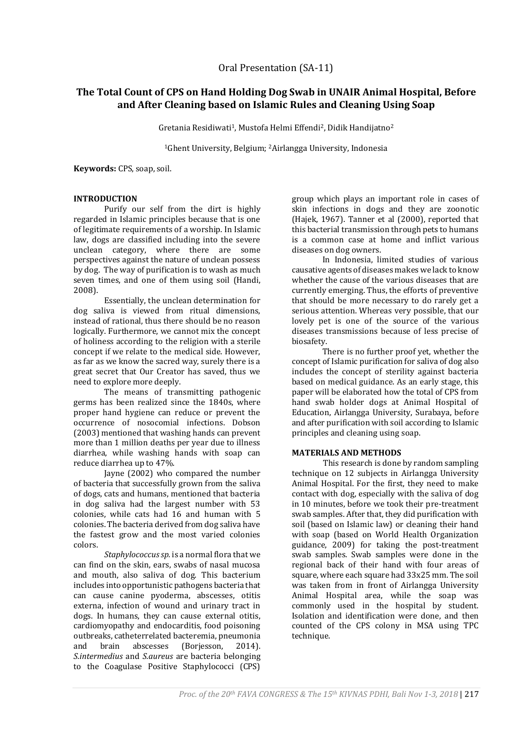Oral Presentation (SA-11)

# The Total Count of CPS on Hand Holding Dog Swab in UNAIR Animal Hospital, Before and After Cleaning based on Islamic Rules and Cleaning Using Soap

Gretania Residiwati[1], Mustofa Helmi Effendi[2], Didik Handijatno[2]

[1]Ghent University, Belgium; [2]Airlangga University, Indonesia

**Keywords:** CPS, soap, soil.

## INTRODUCTION

Purify our self from the dirt is highly regarded in Islamic principles because that is one of legitimate requirements of a worship. In Islamic law, dogs are classified including into the severe unclean category, where there are some perspectives against the nature of unclean possess by dog. The way of purification is to wash as much seven times, and one of them using soil (Handi, 2008).

Essentially, the unclean determination for dog saliva is viewed from ritual dimensions, instead of rational, thus there should be no reason logically. Furthermore, we cannot mix the concept of holiness according to the religion with a sterile concept if we relate to the medical side. However, as far as we know the sacred way, surely there is a great secret that Our Creator has saved, thus we need to explore more deeply.

The means of transmitting pathogenic germs has been realized since the 1840s, where proper hand hygiene can reduce or prevent the occurrence of nosocomial infections. Dobson (2003) mentioned that washing hands can prevent more than 1 million deaths per year due to illness diarrhea, while washing hands with soap can reduce diarrhea up to 47%.

Jayne (2002) who compared the number of bacteria that successfully grown from the saliva of dogs, cats and humans, mentioned that bacteria in dog saliva had the largest number with 53 colonies, while cats had 16 and human with 5 colonies. The bacteria derived from dog saliva have the fastest grow and the most varied colonies colors.

*Staphylococcus sp.* is a normal flora that we can find on the skin, ears, swabs of nasal mucosa and mouth, also saliva of dog. This bacterium includes into opportunistic pathogens bacteria that can cause canine pyoderma, abscesses, otitis externa, infection of wound and urinary tract in dogs. In humans, they can cause external otitis, cardiomyopathy and endocarditis, food poisoning outbreaks, catheterrelated bacteremia, pneumonia and brain abscesses (Borjesson, 2014). *S.intermedius* and *S.aureus* are bacteria belonging to the Coagulase Positive Staphylococci (CPS) group which plays an important role in cases of skin infections in dogs and they are zoonotic (Hajek, 1967). Tanner et al (2000), reported that this bacterial transmission through pets to humans is a common case at home and inflict various diseases on dog owners.

In Indonesia, limited studies of various causative agents of diseases makes we lack to know whether the cause of the various diseases that are currently emerging. Thus, the efforts of preventive that should be more necessary to do rarely get a serious attention. Whereas very possible, that our lovely pet is one of the source of the various diseases transmissions because of less precise of biosafety.

There is no further proof yet, whether the concept of Islamic purification for saliva of dog also includes the concept of sterility against bacteria based on medical guidance. As an early stage, this paper will be elaborated how the total of CPS from hand swab holder dogs at Animal Hospital of Education, Airlangga University, Surabaya, before and after purification with soil according to Islamic principles and cleaning using soap.

## MATERIALS AND METHODS

This research is done by random sampling technique on 12 subjects in Airlangga University Animal Hospital. For the first, they need to make contact with dog, especially with the saliva of dog in 10 minutes, before we took their pre-treatment swab samples. After that, they did purification with soil (based on Islamic law) or cleaning their hand with soap (based on World Health Organization guidance, 2009) for taking the post-treatment swab samples. Swab samples were done in the regional back of their hand with four areas of square, where each square had 33x25 mm. The soil was taken from in front of Airlangga University Animal Hospital area, while the soap was commonly used in the hospital by student. Isolation and identification were done, and then counted of the CPS colony in MSA using TPC technique.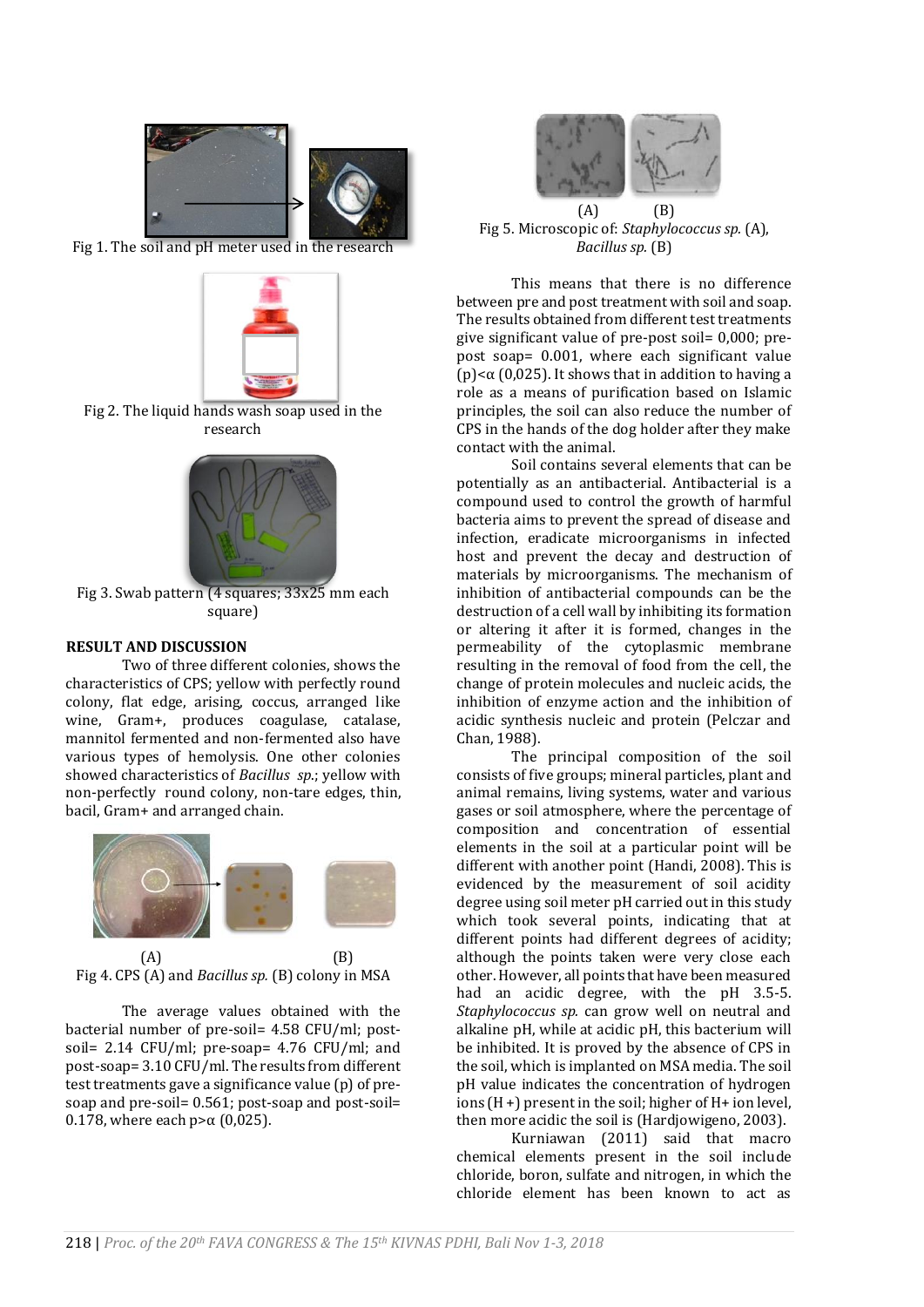Fig 1. The soil and pH meter used in the research

Fig 2. The liquid hands wash soap used in the research

Fig 3. Swab pattern (4 squares; 33x25 mm each square)

## RESULT AND DISCUSSION

Two of three different colonies, shows the characteristics of CPS; yellow with perfectly round colony, flat edge, arising, coccus, arranged like wine, Gram+, produces coagulase, catalase, mannitol fermented and non-fermented also have various types of hemolysis. One other colonies showed characteristics of *Bacillus sp.*; yellow with non-perfectly round colony, non-tare edges, thin, bacil, Gram+ and arranged chain.

(A) (B)

Fig 4. CPS (A) and *Bacillus sp.* (B) colony in MSA

The average values obtained with the bacterial number of pre-soil= 4.58 CFU/ml; post-soil= 2.14 CFU/ml; pre-soap= 4.76 CFU/ml; and post-soap= 3.10 CFU/ml. The results from different test treatments gave a significance value (p) of pre-soap and pre-soil= 0.561; post-soap and post-soil= 0.178, where each $p>\alpha$ (0,025).

(A) (B)

Fig 5. Microscopic of: *Staphylococcus sp.* (A), *Bacillus sp.* (B)

This means that there is no difference between pre and post treatment with soil and soap. The results obtained from different test treatments give significant value of pre-post soil= 0,000; pre-post soap= 0.001, where each significant value $(p)<\alpha$ (0,025). It shows that in addition to having a role as a means of purification based on Islamic principles, the soil can also reduce the number of CPS in the hands of the dog holder after they make contact with the animal.

Soil contains several elements that can be potentially as an antibacterial. Antibacterial is a compound used to control the growth of harmful bacteria aims to prevent the spread of disease and infection, eradicate microorganisms in infected host and prevent the decay and destruction of materials by microorganisms. The mechanism of inhibition of antibacterial compounds can be the destruction of a cell wall by inhibiting its formation or altering it after it is formed, changes in the permeability of the cytoplasmic membrane resulting in the removal of food from the cell, the change of protein molecules and nucleic acids, the inhibition of enzyme action and the inhibition of acidic synthesis nucleic and protein (Pelczar and Chan, 1988).

The principal composition of the soil consists of five groups; mineral particles, plant and animal remains, living systems, water and various gases or soil atmosphere, where the percentage of composition and concentration of essential elements in the soil at a particular point will be different with another point (Handi, 2008). This is evidenced by the measurement of soil acidity degree using soil meter pH carried out in this study which took several points, indicating that at different points had different degrees of acidity; although the points taken were very close each other. However, all points that have been measured had an acidic degree, with the pH 3.5-5. *Staphylococcus sp.* can grow well on neutral and alkaline pH, while at acidic pH, this bacterium will be inhibited. It is proved by the absence of CPS in the soil, which is implanted on MSA media. The soil pH value indicates the concentration of hydrogen ions ($H^+$) present in the soil; higher of $H^+$ ion level, then more acidic the soil is (Hardjowigeno, 2003).

Kurniawan (2011) said that macro chemical elements present in the soil include chloride, boron, sulfate and nitrogen, in which the chloride element has been known to act as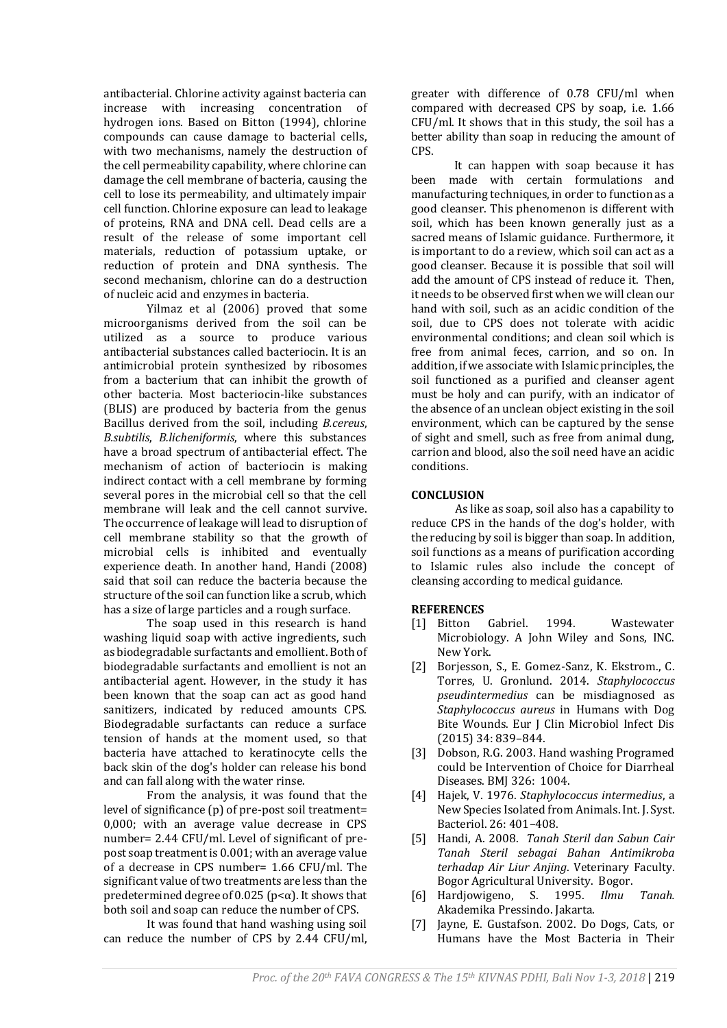antibacterial. Chlorine activity against bacteria can increase with increasing concentration of hydrogen ions. Based on Bitton (1994), chlorine compounds can cause damage to bacterial cells, with two mechanisms, namely the destruction of the cell permeability capability, where chlorine can damage the cell membrane of bacteria, causing the cell to lose its permeability, and ultimately impair cell function. Chlorine exposure can lead to leakage of proteins, RNA and DNA cell. Dead cells are a result of the release of some important cell materials, reduction of potassium uptake, or reduction of protein and DNA synthesis. The second mechanism, chlorine can do a destruction of nucleic acid and enzymes in bacteria.

Yilmaz et al (2006) proved that some microorganisms derived from the soil can be utilized as a source to produce various antibacterial substances called bacteriocin. It is an antimicrobial protein synthesized by ribosomes from a bacterium that can inhibit the growth of other bacteria. Most bacteriocin-like substances (BLIS) are produced by bacteria from the genus Bacillus derived from the soil, including *B.cereus*, *B.subtilis*, *B.licheniformis*, where this substances have a broad spectrum of antibacterial effect. The mechanism of action of bacteriocin is making indirect contact with a cell membrane by forming several pores in the microbial cell so that the cell membrane will leak and the cell cannot survive. The occurrence of leakage will lead to disruption of cell membrane stability so that the growth of microbial cells is inhibited and eventually experience death. In another hand, Handi (2008) said that soil can reduce the bacteria because the structure of the soil can function like a scrub, which has a size of large particles and a rough surface.

The soap used in this research is hand washing liquid soap with active ingredients, such as biodegradable surfactants and emollient. Both of biodegradable surfactants and emollient is not an antibacterial agent. However, in the study it has been known that the soap can act as good hand sanitizers, indicated by reduced amounts CPS. Biodegradable surfactants can reduce a surface tension of hands at the moment used, so that bacteria have attached to keratinocyte cells the back skin of the dog's holder can release his bond and can fall along with the water rinse.

From the analysis, it was found that the level of significance (p) of pre-post soil treatment= 0,000; with an average value decrease in CPS number= 2.44 CFU/ml. Level of significant of pre-post soap treatment is 0.001; with an average value of a decrease in CPS number= 1.66 CFU/ml. The significant value of two treatments are less than the predetermined degree of 0.025 ($p<\alpha$). It shows that both soil and soap can reduce the number of CPS.

It was found that hand washing using soil can reduce the number of CPS by 2.44 CFU/ml, greater with difference of 0.78 CFU/ml when compared with decreased CPS by soap, i.e. 1.66 CFU/ml. It shows that in this study, the soil has a better ability than soap in reducing the amount of CPS.

It can happen with soap because it has been made with certain formulations and manufacturing techniques, in order to function as a good cleanser. This phenomenon is different with soil, which has been known generally just as a sacred means of Islamic guidance. Furthermore, it is important to do a review, which soil can act as a good cleanser. Because it is possible that soil will add the amount of CPS instead of reduce it. Then, it needs to be observed first when we will clean our hand with soil, such as an acidic condition of the soil, due to CPS does not tolerate with acidic environmental conditions; and clean soil which is free from animal feces, carrion, and so on. In addition, if we associate with Islamic principles, the soil functioned as a purified and cleanser agent must be holy and can purify, with an indicator of the absence of an unclean object existing in the soil environment, which can be captured by the sense of sight and smell, such as free from animal dung, carrion and blood, also the soil need have an acidic conditions.

## CONCLUSION

As like as soap, soil also has a capability to reduce CPS in the hands of the dog's holder, with the reducing by soil is bigger than soap. In addition, soil functions as a means of purification according to Islamic rules also include the concept of cleansing according to medical guidance.

## REFERENCES

[1] Bitton Gabriel. 1994. Wastewater Microbiology. A John Wiley and Sons, INC. New York.

[2] Borjesson, S., E. Gomez-Sanz, K. Ekstrom., C. Torres, U. Gronlund. 2014. *Staphylococcus pseudintermedius* can be misdiagnosed as *Staphylococcus aureus* in Humans with Dog Bite Wounds. Eur J Clin Microbiol Infect Dis (2015) 34: 839–844.

[3] Dobson, R.G. 2003. Hand washing Programed could be Intervention of Choice for Diarrheal Diseases. BMJ 326: 1004.

[4] Hajek, V. 1976. *Staphylococcus intermedius*, a New Species Isolated from Animals. Int. J. Syst. Bacteriol. 26: 401–408.

[5] Handi, A. 2008. *Tanah Steril dan Sabun Cair Tanah Steril sebagai Bahan Antimikroba terhadap Air Liur Anjing*. Veterinary Faculty. Bogor Agricultural University. Bogor.

[6] Hardjowigeno, S. 1995. *Ilmu Tanah.* Akademika Pressindo. Jakarta.

[7] Jayne, E. Gustafson. 2002. Do Dogs, Cats, or Humans have the Most Bacteria in Their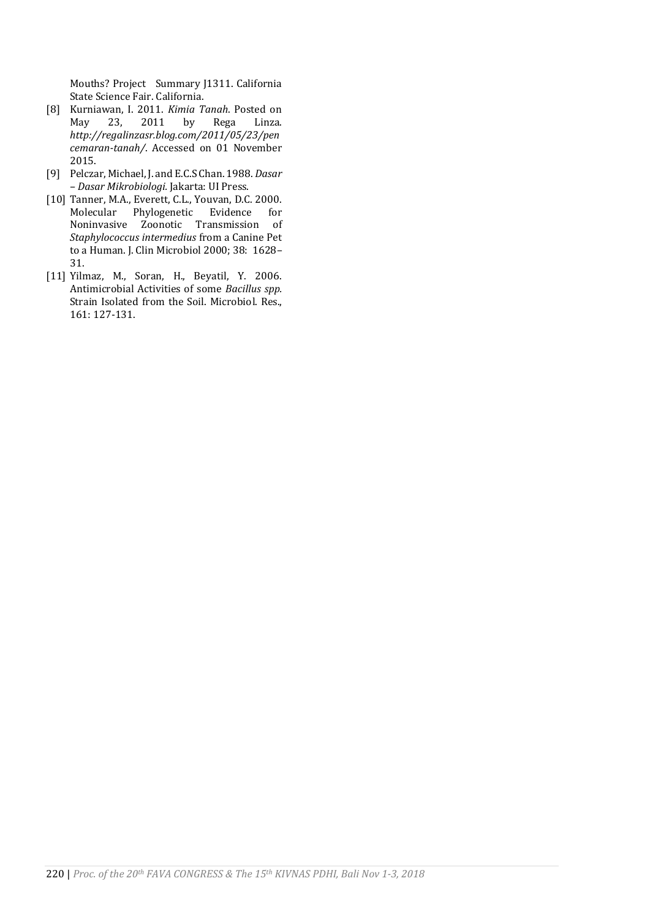Mouths? Project Summary J1311. California State Science Fair. California.

[8] Kurniawan, I. 2011. *Kimia Tanah*. Posted on May 23, 2011 by Rega Linza. *http://regalinzasr.blog.com/2011/05/23/pencemaran-tanah/*. Accessed on 01 November 2015.

[9] Pelczar, Michael, J. and E.C.S Chan. 1988. *Dasar – Dasar Mikrobiologi*. Jakarta: UI Press.

[10] Tanner, M.A., Everett, C.L., Youvan, D.C. 2000. Molecular Phylogenetic Evidence for Noninvasive Zoonotic Transmission of *Staphylococcus intermedius* from a Canine Pet to a Human. J. Clin Microbiol 2000; 38: 1628–31.

[11] Yilmaz, M., Soran, H., Beyatil, Y. 2006. Antimicrobial Activities of some *Bacillus spp*. Strain Isolated from the Soil. Microbiol. Res., 161: 127-131.